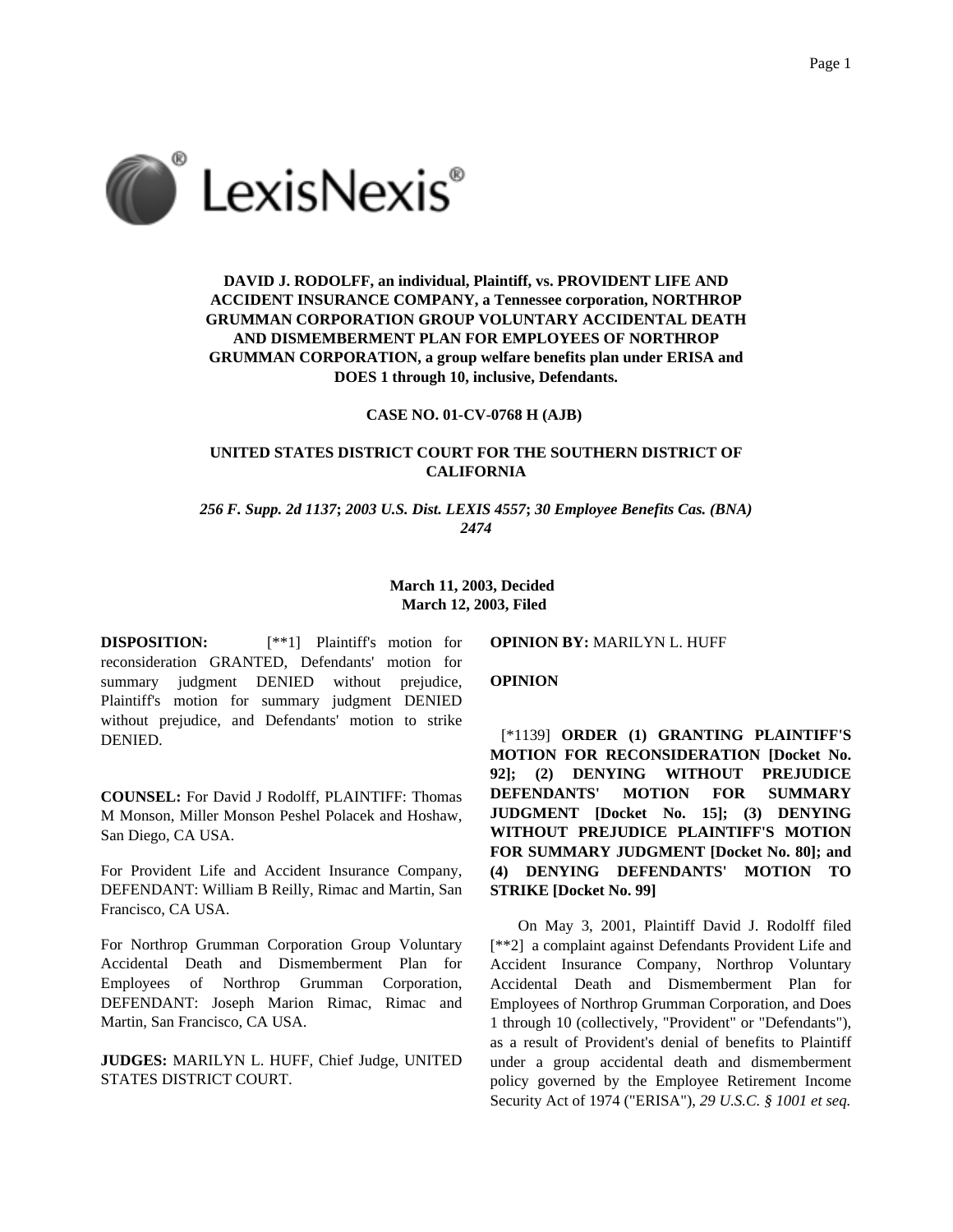**DAVID J. RODOLFF, an individual, Plaintiff, vs. PROVIDENT LIFE AND ACCIDENT INSURANCE COMPANY, a Tennessee corporation, NORTHROP GRUMMAN CORPORATION GROUP VOLUNTARY ACCIDENTAL DEATH AND DISMEMBERMENT PLAN FOR EMPLOYEES OF NORTHROP GRUMMAN CORPORATION, a group welfare benefits plan under ERISA and DOES 1 through 10, inclusive, Defendants.**

**CASE NO. 01-CV-0768 H (AJB)**

**UNITED STATES DISTRICT COURT FOR THE SOUTHERN DISTRICT OF CALIFORNIA**

***256 F. Supp. 2d 1137*; *2003 U.S. Dist. LEXIS 4557*; *30 Employee Benefits Cas. (BNA) 2474***

**March 11, 2003, Decided**
**March 12, 2003, Filed**

**DISPOSITION:** [**1] Plaintiff's motion for reconsideration GRANTED, Defendants' motion for summary judgment DENIED without prejudice, Plaintiff's motion for summary judgment DENIED without prejudice, and Defendants' motion to strike DENIED.

**COUNSEL:** For David J Rodolff, PLAINTIFF: Thomas M Monson, Miller Monson Peshel Polacek and Hoshaw, San Diego, CA USA.

For Provident Life and Accident Insurance Company, DEFENDANT: William B Reilly, Rimac and Martin, San Francisco, CA USA.

For Northrop Grumman Corporation Group Voluntary Accidental Death and Dismemberment Plan for Employees of Northrop Grumman Corporation, DEFENDANT: Joseph Marion Rimac, Rimac and Martin, San Francisco, CA USA.

**JUDGES:** MARILYN L. HUFF, Chief Judge, UNITED STATES DISTRICT COURT.

**OPINION BY:** MARILYN L. HUFF

**OPINION**

[*1139] **ORDER (1) GRANTING PLAINTIFF'S MOTION FOR RECONSIDERATION [Docket No. 92]; (2) DENYING WITHOUT PREJUDICE DEFENDANTS' MOTION FOR SUMMARY JUDGMENT [Docket No. 15]; (3) DENYING WITHOUT PREJUDICE PLAINTIFF'S MOTION FOR SUMMARY JUDGMENT [Docket No. 80]; and (4) DENYING DEFENDANTS' MOTION TO STRIKE [Docket No. 99]**

On May 3, 2001, Plaintiff David J. Rodolff filed [**2] a complaint against Defendants Provident Life and Accident Insurance Company, Northrop Voluntary Accidental Death and Dismemberment Plan for Employees of Northrop Grumman Corporation, and Does 1 through 10 (collectively, "Provident" or "Defendants"), as a result of Provident's denial of benefits to Plaintiff under a group accidental death and dismemberment policy governed by the Employee Retirement Income Security Act of 1974 ("ERISA"), *29 U.S.C. § 1001 et seq.*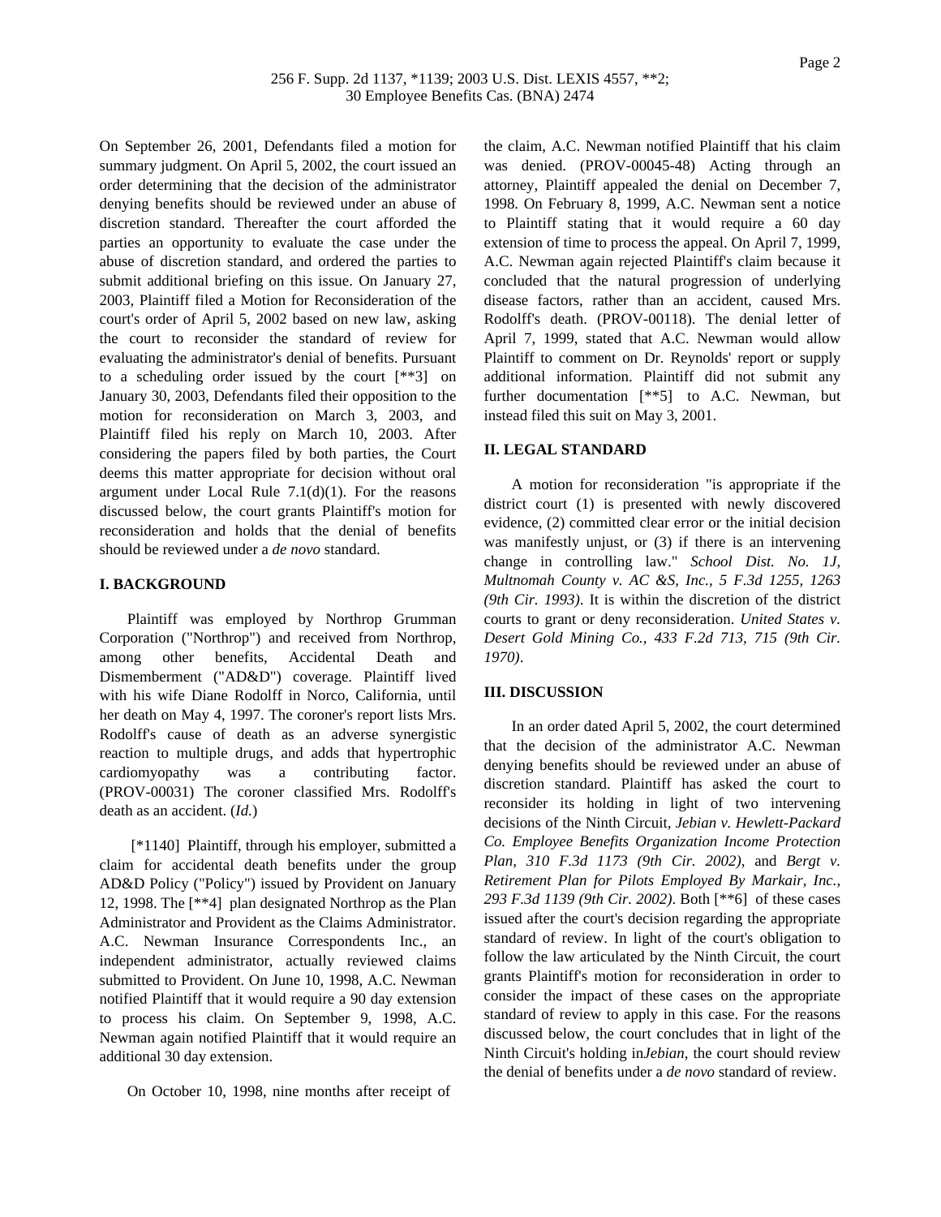On September 26, 2001, Defendants filed a motion for summary judgment. On April 5, 2002, the court issued an order determining that the decision of the administrator denying benefits should be reviewed under an abuse of discretion standard. Thereafter the court afforded the parties an opportunity to evaluate the case under the abuse of discretion standard, and ordered the parties to submit additional briefing on this issue. On January 27, 2003, Plaintiff filed a Motion for Reconsideration of the court's order of April 5, 2002 based on new law, asking the court to reconsider the standard of review for evaluating the administrator's denial of benefits. Pursuant to a scheduling order issued by the court [**3] on January 30, 2003, Defendants filed their opposition to the motion for reconsideration on March 3, 2003, and Plaintiff filed his reply on March 10, 2003. After considering the papers filed by both parties, the Court deems this matter appropriate for decision without oral argument under Local Rule 7.1(d)(1). For the reasons discussed below, the court grants Plaintiff's motion for reconsideration and holds that the denial of benefits should be reviewed under a *de novo* standard.

## I. BACKGROUND

Plaintiff was employed by Northrop Grumman Corporation ("Northrop") and received from Northrop, among other benefits, Accidental Death and Dismemberment ("AD&D") coverage. Plaintiff lived with his wife Diane Rodolff in Norco, California, until her death on May 4, 1997. The coroner's report lists Mrs. Rodolff's cause of death as an adverse synergistic reaction to multiple drugs, and adds that hypertrophic cardiomyopathy was a contributing factor. (PROV-00031) The coroner classified Mrs. Rodolff's death as an accident. (*Id.*)

[*1140] Plaintiff, through his employer, submitted a claim for accidental death benefits under the group AD&D Policy ("Policy") issued by Provident on January 12, 1998. The [**4] plan designated Northrop as the Plan Administrator and Provident as the Claims Administrator. A.C. Newman Insurance Correspondents Inc., an independent administrator, actually reviewed claims submitted to Provident. On June 10, 1998, A.C. Newman notified Plaintiff that it would require a 90 day extension to process his claim. On September 9, 1998, A.C. Newman again notified Plaintiff that it would require an additional 30 day extension.

On October 10, 1998, nine months after receipt of the claim, A.C. Newman notified Plaintiff that his claim was denied. (PROV-00045-48) Acting through an attorney, Plaintiff appealed the denial on December 7, 1998. On February 8, 1999, A.C. Newman sent a notice to Plaintiff stating that it would require a 60 day extension of time to process the appeal. On April 7, 1999, A.C. Newman again rejected Plaintiff's claim because it concluded that the natural progression of underlying disease factors, rather than an accident, caused Mrs. Rodolff's death. (PROV-00118). The denial letter of April 7, 1999, stated that A.C. Newman would allow Plaintiff to comment on Dr. Reynolds' report or supply additional information. Plaintiff did not submit any further documentation [**5] to A.C. Newman, but instead filed this suit on May 3, 2001.

## II. LEGAL STANDARD

A motion for reconsideration "is appropriate if the district court (1) is presented with newly discovered evidence, (2) committed clear error or the initial decision was manifestly unjust, or (3) if there is an intervening change in controlling law." *School Dist. No. 1J, Multnomah County v. AC &S, Inc., 5 F.3d 1255, 1263 (9th Cir. 1993)*. It is within the discretion of the district courts to grant or deny reconsideration. *United States v. Desert Gold Mining Co., 433 F.2d 713, 715 (9th Cir. 1970)*.

## III. DISCUSSION

In an order dated April 5, 2002, the court determined that the decision of the administrator A.C. Newman denying benefits should be reviewed under an abuse of discretion standard. Plaintiff has asked the court to reconsider its holding in light of two intervening decisions of the Ninth Circuit, *Jebian v. Hewlett-Packard Co. Employee Benefits Organization Income Protection Plan, 310 F.3d 1173 (9th Cir. 2002)*, and *Bergt v. Retirement Plan for Pilots Employed By Markair, Inc., 293 F.3d 1139 (9th Cir. 2002)*. Both [**6] of these cases issued after the court's decision regarding the appropriate standard of review. In light of the court's obligation to follow the law articulated by the Ninth Circuit, the court grants Plaintiff's motion for reconsideration in order to consider the impact of these cases on the appropriate standard of review to apply in this case. For the reasons discussed below, the court concludes that in light of the Ninth Circuit's holding in *Jebian*, the court should review the denial of benefits under a *de novo* standard of review.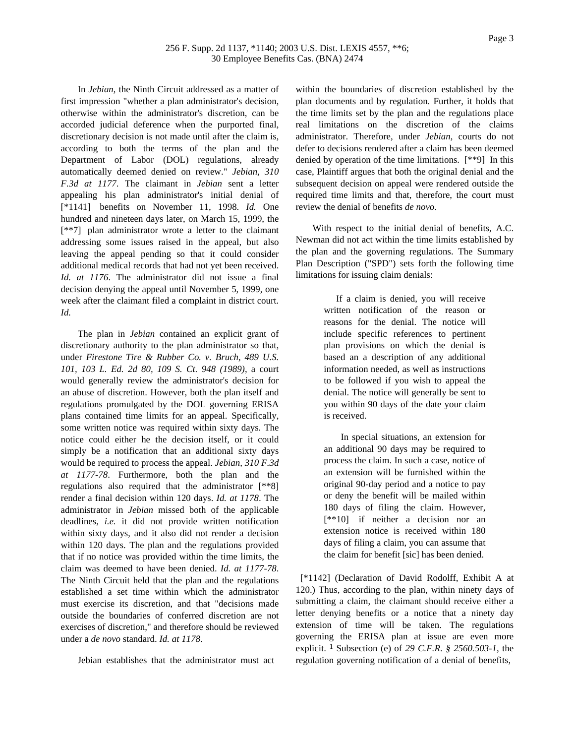In *Jebian*, the Ninth Circuit addressed as a matter of first impression "whether a plan administrator's decision, otherwise within the administrator's discretion, can be accorded judicial deference when the purported final, discretionary decision is not made until after the claim is, according to both the terms of the plan and the Department of Labor (DOL) regulations, already automatically deemed denied on review." *Jebian, 310 F.3d at 1177*. The claimant in *Jebian* sent a letter appealing his plan administrator's initial denial of [*1141] benefits on November 11, 1998. *Id.* One hundred and nineteen days later, on March 15, 1999, the [**7] plan administrator wrote a letter to the claimant addressing some issues raised in the appeal, but also leaving the appeal pending so that it could consider additional medical records that had not yet been received. *Id. at 1176*. The administrator did not issue a final decision denying the appeal until November 5, 1999, one week after the claimant filed a complaint in district court. *Id.*

The plan in *Jebian* contained an explicit grant of discretionary authority to the plan administrator so that, under *Firestone Tire & Rubber Co. v. Bruch, 489 U.S. 101, 103 L. Ed. 2d 80, 109 S. Ct. 948 (1989)*, a court would generally review the administrator's decision for an abuse of discretion. However, both the plan itself and regulations promulgated by the DOL governing ERISA plans contained time limits for an appeal. Specifically, some written notice was required within sixty days. The notice could either he the decision itself, or it could simply be a notification that an additional sixty days would be required to process the appeal. *Jebian, 310 F.3d at 1177-78*. Furthermore, both the plan and the regulations also required that the administrator [**8] render a final decision within 120 days. *Id. at 1178*. The administrator in *Jebian* missed both of the applicable deadlines, *i.e.* it did not provide written notification within sixty days, and it also did not render a decision within 120 days. The plan and the regulations provided that if no notice was provided within the time limits, the claim was deemed to have been denied. *Id. at 1177-78*. The Ninth Circuit held that the plan and the regulations established a set time within which the administrator must exercise its discretion, and that "decisions made outside the boundaries of conferred discretion are not exercises of discretion," and therefore should be reviewed under a *de novo* standard. *Id. at 1178*.

Jebian establishes that the administrator must act within the boundaries of discretion established by the plan documents and by regulation. Further, it holds that the time limits set by the plan and the regulations place real limitations on the discretion of the claims administrator. Therefore, under *Jebian*, courts do not defer to decisions rendered after a claim has been deemed denied by operation of the time limitations. [**9] In this case, Plaintiff argues that both the original denial and the subsequent decision on appeal were rendered outside the required time limits and that, therefore, the court must review the denial of benefits *de novo*.

With respect to the initial denial of benefits, A.C. Newman did not act within the time limits established by the plan and the governing regulations. The Summary Plan Description ("SPD") sets forth the following time limitations for issuing claim denials:

> If a claim is denied, you will receive written notification of the reason or reasons for the denial. The notice will include specific references to pertinent plan provisions on which the denial is based an a description of any additional information needed, as well as instructions to be followed if you wish to appeal the denial. The notice will generally be sent to you within 90 days of the date your claim is received.
>
> In special situations, an extension for an additional 90 days may be required to process the claim. In such a case, notice of an extension will be furnished within the original 90-day period and a notice to pay or deny the benefit will be mailed within 180 days of filing the claim. However, [**10] if neither a decision nor an extension notice is received within 180 days of filing a claim, you can assume that the claim for benefit [sic] has been denied.

[*1142] (Declaration of David Rodolff, Exhibit A at 120.) Thus, according to the plan, within ninety days of submitting a claim, the claimant should receive either a letter denying benefits or a notice that a ninety day extension of time will be taken. The regulations governing the ERISA plan at issue are even more explicit. [1] Subsection (e) of *29 C.F.R. § 2560.503-1*, the regulation governing notification of a denial of benefits,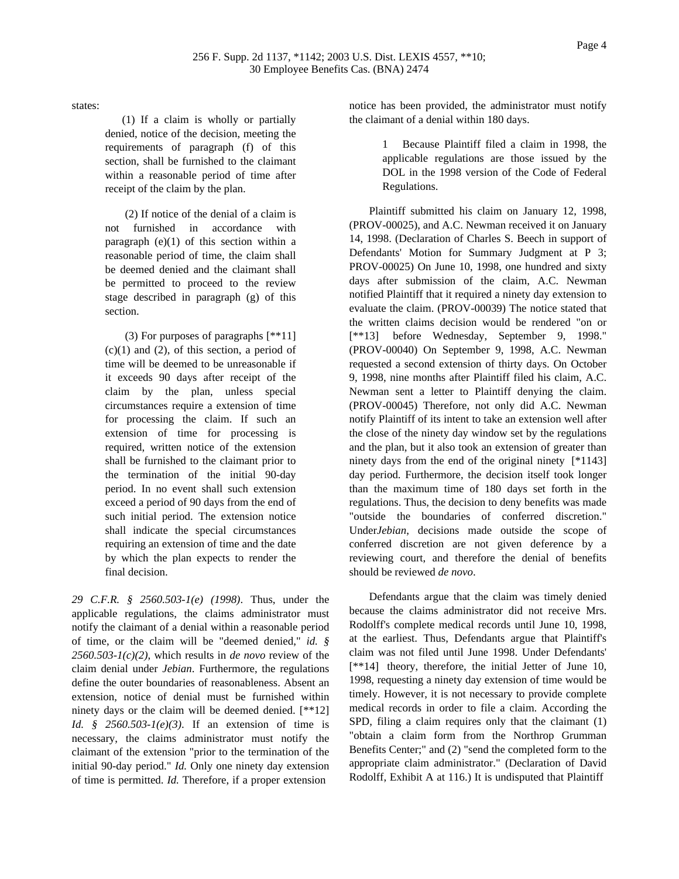states:

> (1) If a claim is wholly or partially denied, notice of the decision, meeting the requirements of paragraph (f) of this section, shall be furnished to the claimant within a reasonable period of time after receipt of the claim by the plan.
>
> (2) If notice of the denial of a claim is not furnished in accordance with paragraph (e)(1) of this section within a reasonable period of time, the claim shall be deemed denied and the claimant shall be permitted to proceed to the review stage described in paragraph (g) of this section.
>
> (3) For purposes of paragraphs [**11] (c)(1) and (2), of this section, a period of time will be deemed to be unreasonable if it exceeds 90 days after receipt of the claim by the plan, unless special circumstances require a extension of time for processing the claim. If such an extension of time for processing is required, written notice of the extension shall be furnished to the claimant prior to the termination of the initial 90-day period. In no event shall such extension exceed a period of 90 days from the end of such initial period. The extension notice shall indicate the special circumstances requiring an extension of time and the date by which the plan expects to render the final decision.

*29 C.F.R. § 2560.503-1(e) (1998)*. Thus, under the applicable regulations, the claims administrator must notify the claimant of a denial within a reasonable period of time, or the claim will be "deemed denied," *id. § 2560.503-1(c)(2)*, which results in *de novo* review of the claim denial under *Jebian*. Furthermore, the regulations define the outer boundaries of reasonableness. Absent an extension, notice of denial must be furnished within ninety days or the claim will be deemed denied. [**12] *Id. § 2560.503-1(e)(3)*. If an extension of time is necessary, the claims administrator must notify the claimant of the extension "prior to the termination of the initial 90-day period." *Id.* Only one ninety day extension of time is permitted. *Id.* Therefore, if a proper extension notice has been provided, the administrator must notify the claimant of a denial within 180 days.

> 1 Because Plaintiff filed a claim in 1998, the applicable regulations are those issued by the DOL in the 1998 version of the Code of Federal Regulations.

Plaintiff submitted his claim on January 12, 1998, (PROV-00025), and A.C. Newman received it on January 14, 1998. (Declaration of Charles S. Beech in support of Defendants' Motion for Summary Judgment at P 3; PROV-00025) On June 10, 1998, one hundred and sixty days after submission of the claim, A.C. Newman notified Plaintiff that it required a ninety day extension to evaluate the claim. (PROV-00039) The notice stated that the written claims decision would be rendered "on or [**13] before Wednesday, September 9, 1998." (PROV-00040) On September 9, 1998, A.C. Newman requested a second extension of thirty days. On October 9, 1998, nine months after Plaintiff filed his claim, A.C. Newman sent a letter to Plaintiff denying the claim. (PROV-00045) Therefore, not only did A.C. Newman notify Plaintiff of its intent to take an extension well after the close of the ninety day window set by the regulations and the plan, but it also took an extension of greater than ninety days from the end of the original ninety [*1143] day period. Furthermore, the decision itself took longer than the maximum time of 180 days set forth in the regulations. Thus, the decision to deny benefits was made "outside the boundaries of conferred discretion." Under *Jebian*, decisions made outside the scope of conferred discretion are not given deference by a reviewing court, and therefore the denial of benefits should be reviewed *de novo*.

Defendants argue that the claim was timely denied because the claims administrator did not receive Mrs. Rodolff's complete medical records until June 10, 1998, at the earliest. Thus, Defendants argue that Plaintiff's claim was not filed until June 1998. Under Defendants' [**14] theory, therefore, the initial Jetter of June 10, 1998, requesting a ninety day extension of time would be timely. However, it is not necessary to provide complete medical records in order to file a claim. According the SPD, filing a claim requires only that the claimant (1) "obtain a claim form from the Northrop Grumman Benefits Center;" and (2) "send the completed form to the appropriate claim administrator." (Declaration of David Rodolff, Exhibit A at 116.) It is undisputed that Plaintiff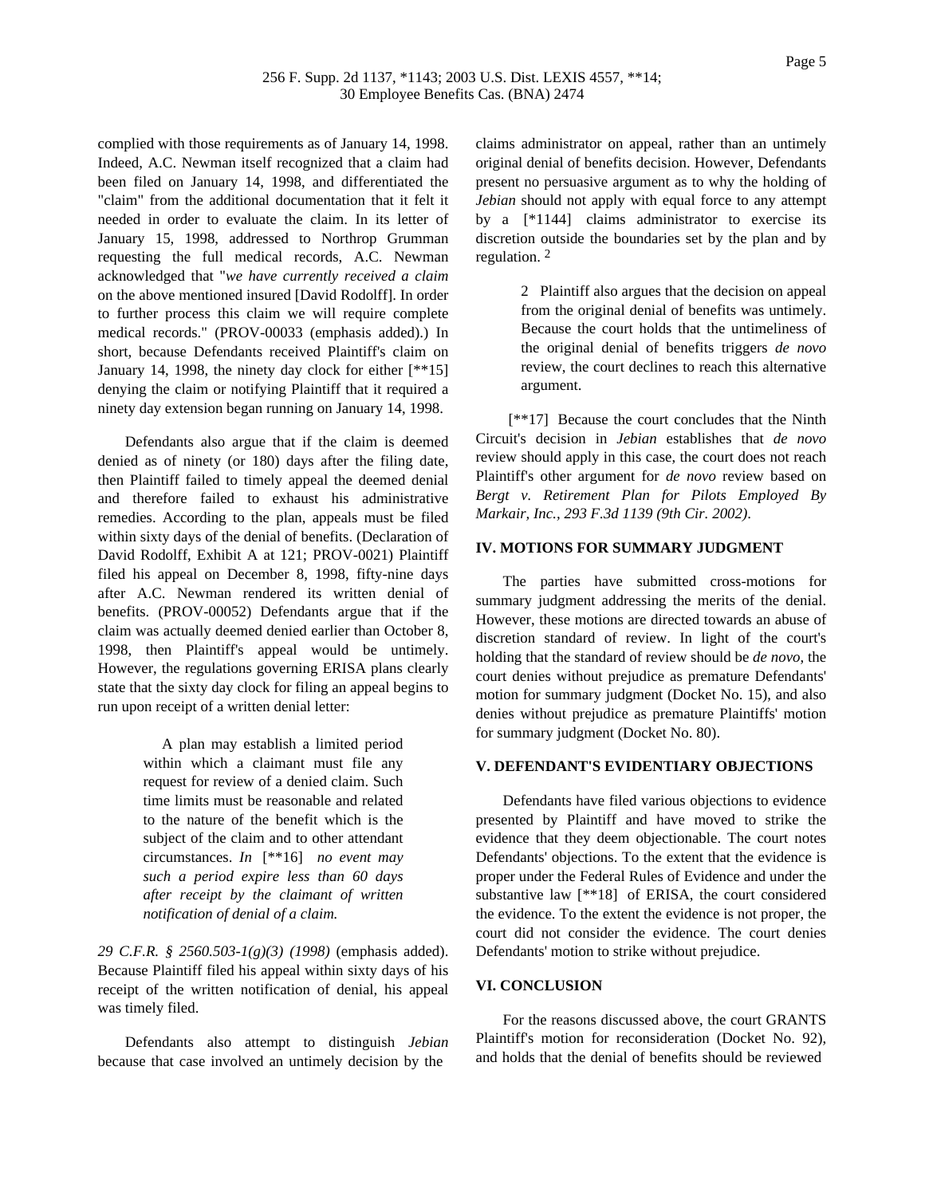complied with those requirements as of January 14, 1998. Indeed, A.C. Newman itself recognized that a claim had been filed on January 14, 1998, and differentiated the "claim" from the additional documentation that it felt it needed in order to evaluate the claim. In its letter of January 15, 1998, addressed to Northrop Grumman requesting the full medical records, A.C. Newman acknowledged that "*we have currently received a claim* on the above mentioned insured [David Rodolff]. In order to further process this claim we will require complete medical records." (PROV-00033 (emphasis added).) In short, because Defendants received Plaintiff's claim on January 14, 1998, the ninety day clock for either [**15] denying the claim or notifying Plaintiff that it required a ninety day extension began running on January 14, 1998.

Defendants also argue that if the claim is deemed denied as of ninety (or 180) days after the filing date, then Plaintiff failed to timely appeal the deemed denial and therefore failed to exhaust his administrative remedies. According to the plan, appeals must be filed within sixty days of the denial of benefits. (Declaration of David Rodolff, Exhibit A at 121; PROV-0021) Plaintiff filed his appeal on December 8, 1998, fifty-nine days after A.C. Newman rendered its written denial of benefits. (PROV-00052) Defendants argue that if the claim was actually deemed denied earlier than October 8, 1998, then Plaintiff's appeal would be untimely. However, the regulations governing ERISA plans clearly state that the sixty day clock for filing an appeal begins to run upon receipt of a written denial letter:

> A plan may establish a limited period within which a claimant must file any request for review of a denied claim. Such time limits must be reasonable and related to the nature of the benefit which is the subject of the claim and to other attendant circumstances. *In* [**16] *no event may such a period expire less than 60 days after receipt by the claimant of written notification of denial of a claim.*

*29 C.F.R. § 2560.503-1(g)(3) (1998)* (emphasis added). Because Plaintiff filed his appeal within sixty days of his receipt of the written notification of denial, his appeal was timely filed.

Defendants also attempt to distinguish *Jebian* because that case involved an untimely decision by the claims administrator on appeal, rather than an untimely original denial of benefits decision. However, Defendants present no persuasive argument as to why the holding of *Jebian* should not apply with equal force to any attempt by a [*1144] claims administrator to exercise its discretion outside the boundaries set by the plan and by regulation. [2]

> 2 Plaintiff also argues that the decision on appeal from the original denial of benefits was untimely. Because the court holds that the untimeliness of the original denial of benefits triggers *de novo* review, the court declines to reach this alternative argument.

[**17] Because the court concludes that the Ninth Circuit's decision in *Jebian* establishes that *de novo* review should apply in this case, the court does not reach Plaintiff's other argument for *de novo* review based on *Bergt v. Retirement Plan for Pilots Employed By Markair, Inc., 293 F.3d 1139 (9th Cir. 2002)*.

## IV. MOTIONS FOR SUMMARY JUDGMENT

The parties have submitted cross-motions for summary judgment addressing the merits of the denial. However, these motions are directed towards an abuse of discretion standard of review. In light of the court's holding that the standard of review should be *de novo*, the court denies without prejudice as premature Defendants' motion for summary judgment (Docket No. 15), and also denies without prejudice as premature Plaintiffs' motion for summary judgment (Docket No. 80).

## V. DEFENDANT'S EVIDENTIARY OBJECTIONS

Defendants have filed various objections to evidence presented by Plaintiff and have moved to strike the evidence that they deem objectionable. The court notes Defendants' objections. To the extent that the evidence is proper under the Federal Rules of Evidence and under the substantive law [**18] of ERISA, the court considered the evidence. To the extent the evidence is not proper, the court did not consider the evidence. The court denies Defendants' motion to strike without prejudice.

## VI. CONCLUSION

For the reasons discussed above, the court GRANTS Plaintiff's motion for reconsideration (Docket No. 92), and holds that the denial of benefits should be reviewed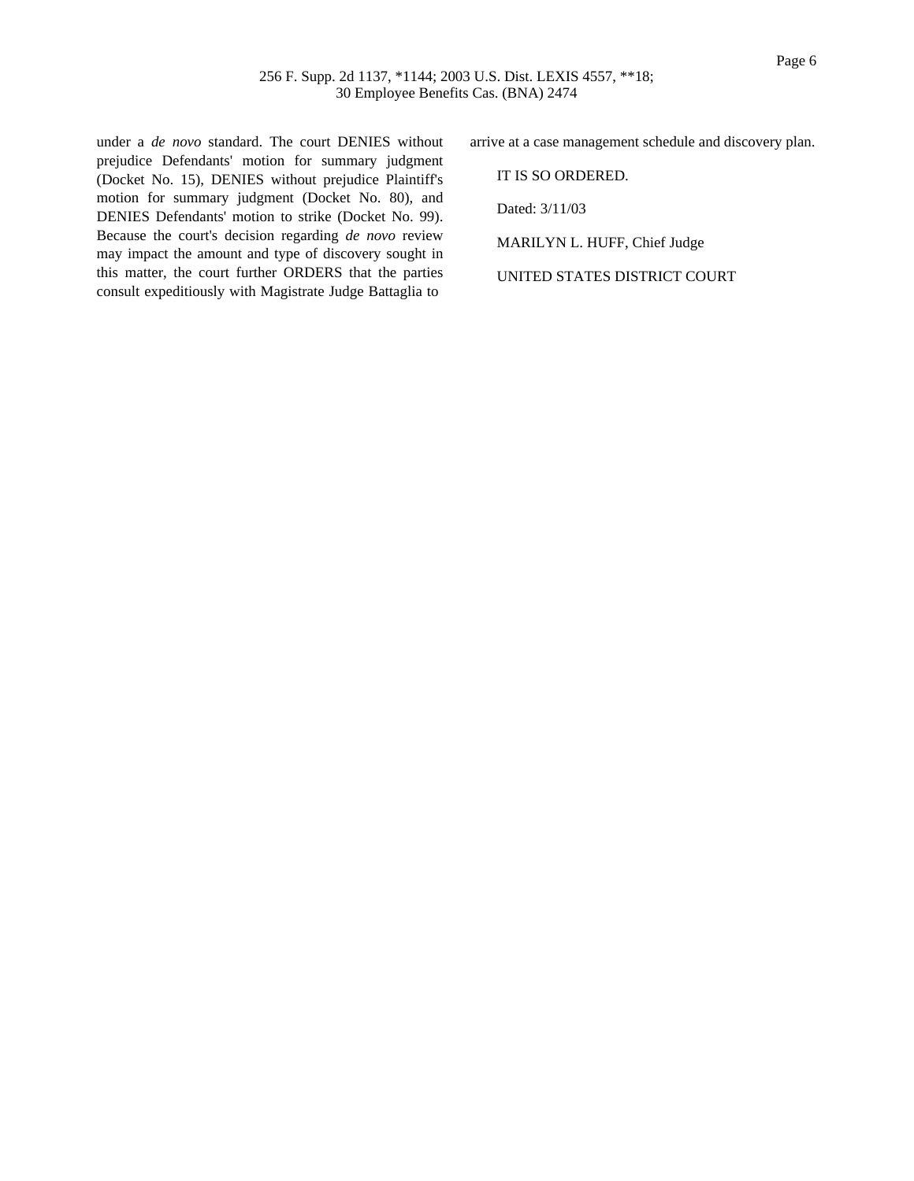under a *de novo* standard. The court DENIES without prejudice Defendants' motion for summary judgment (Docket No. 15), DENIES without prejudice Plaintiff's motion for summary judgment (Docket No. 80), and DENIES Defendants' motion to strike (Docket No. 99). Because the court's decision regarding *de novo* review may impact the amount and type of discovery sought in this matter, the court further ORDERS that the parties consult expeditiously with Magistrate Judge Battaglia to arrive at a case management schedule and discovery plan.

IT IS SO ORDERED.

Dated: 3/11/03

MARILYN L. HUFF, Chief Judge

UNITED STATES DISTRICT COURT